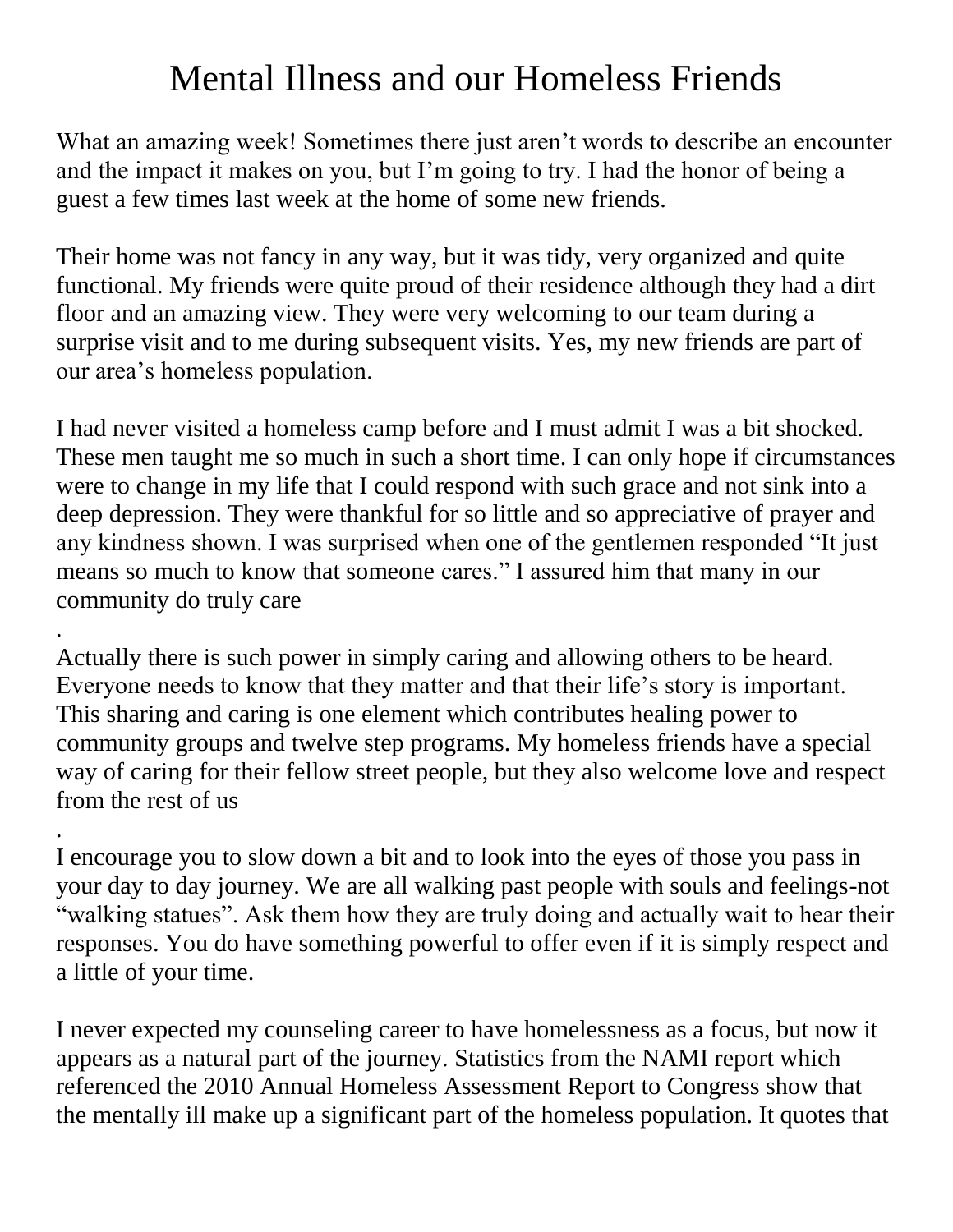# Mental Illness and our Homeless Friends

What an amazing week! Sometimes there just aren't words to describe an encounter and the impact it makes on you, but I'm going to try. I had the honor of being a guest a few times last week at the home of some new friends.

Their home was not fancy in any way, but it was tidy, very organized and quite functional. My friends were quite proud of their residence although they had a dirt floor and an amazing view. They were very welcoming to our team during a surprise visit and to me during subsequent visits. Yes, my new friends are part of our area's homeless population.

I had never visited a homeless camp before and I must admit I was a bit shocked. These men taught me so much in such a short time. I can only hope if circumstances were to change in my life that I could respond with such grace and not sink into a deep depression. They were thankful for so little and so appreciative of prayer and any kindness shown. I was surprised when one of the gentlemen responded "It just means so much to know that someone cares." I assured him that many in our community do truly care

.
Actually there is such power in simply caring and allowing others to be heard. Everyone needs to know that they matter and that their life's story is important. This sharing and caring is one element which contributes healing power to community groups and twelve step programs. My homeless friends have a special way of caring for their fellow street people, but they also welcome love and respect from the rest of us

.
I encourage you to slow down a bit and to look into the eyes of those you pass in your day to day journey. We are all walking past people with souls and feelings-not "walking statues". Ask them how they are truly doing and actually wait to hear their responses. You do have something powerful to offer even if it is simply respect and a little of your time.

I never expected my counseling career to have homelessness as a focus, but now it appears as a natural part of the journey. Statistics from the NAMI report which referenced the 2010 Annual Homeless Assessment Report to Congress show that the mentally ill make up a significant part of the homeless population. It quotes that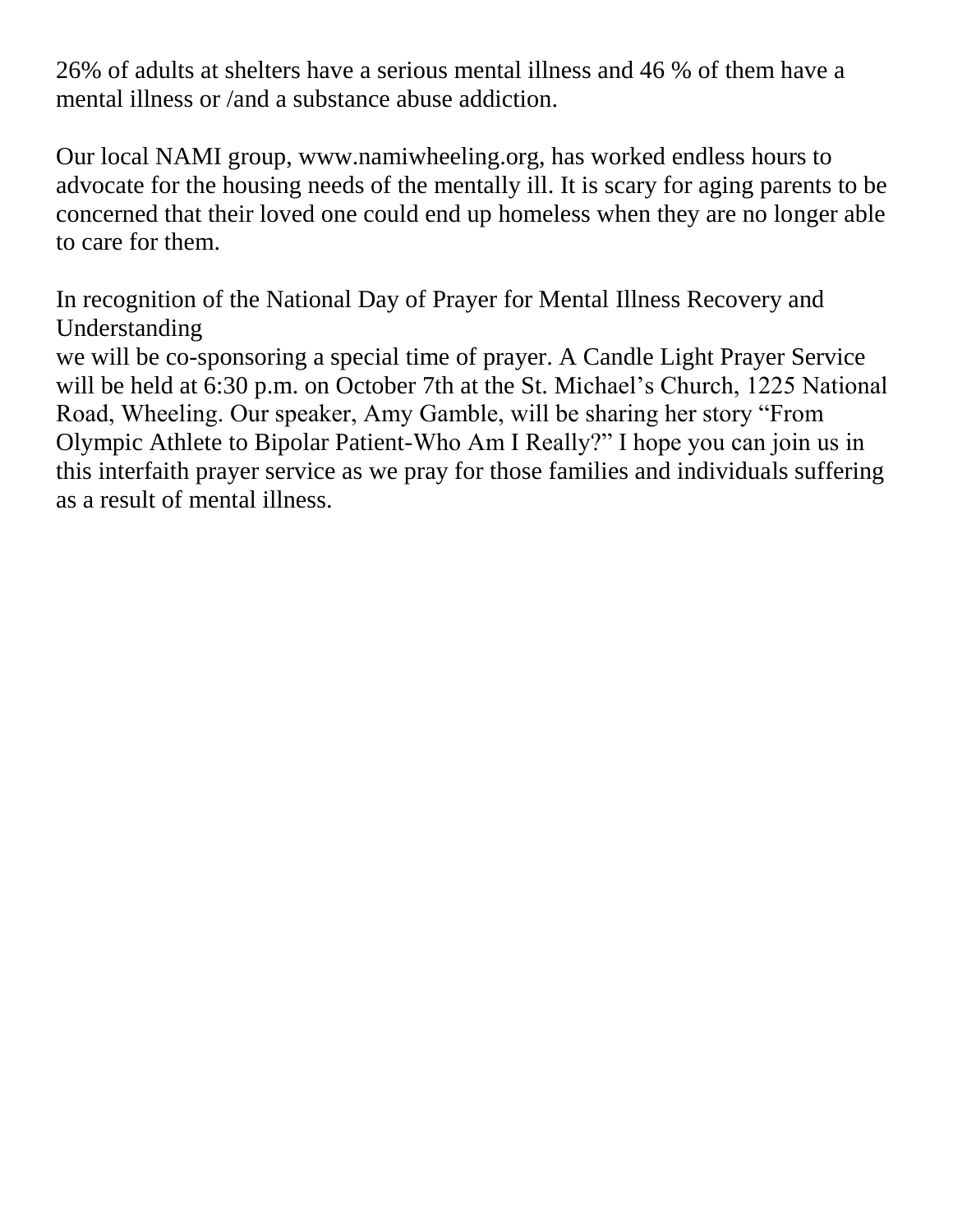26% of adults at shelters have a serious mental illness and 46 % of them have a mental illness or /and a substance abuse addiction.

Our local NAMI group, www.namiwheeling.org, has worked endless hours to advocate for the housing needs of the mentally ill. It is scary for aging parents to be concerned that their loved one could end up homeless when they are no longer able to care for them.

In recognition of the National Day of Prayer for Mental Illness Recovery and Understanding
we will be co-sponsoring a special time of prayer. A Candle Light Prayer Service will be held at 6:30 p.m. on October 7th at the St. Michael's Church, 1225 National Road, Wheeling. Our speaker, Amy Gamble, will be sharing her story "From Olympic Athlete to Bipolar Patient-Who Am I Really?" I hope you can join us in this interfaith prayer service as we pray for those families and individuals suffering as a result of mental illness.